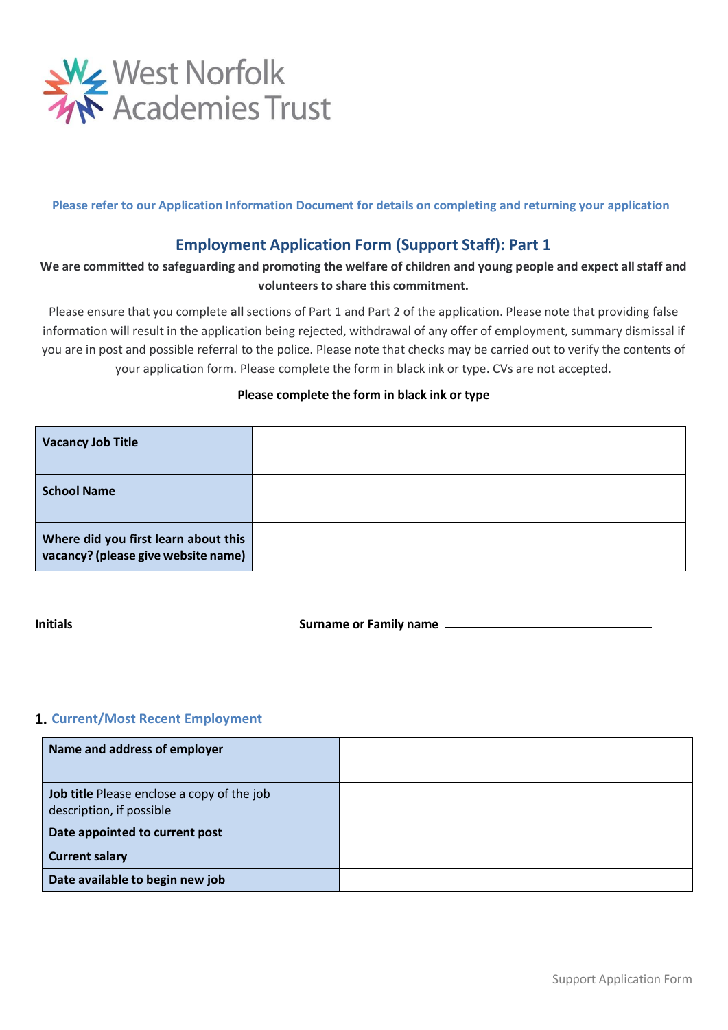West Norfolk Academies Trust

**Please refer to our Application Information Document for details on completing and returning your application**

## Employment Application Form (Support Staff): Part 1

**We are committed to safeguarding and promoting the welfare of children and young people and expect all staff and volunteers to share this commitment.**

Please ensure that you complete **all** sections of Part 1 and Part 2 of the application. Please note that providing false information will result in the application being rejected, withdrawal of any offer of employment, summary dismissal if you are in post and possible referral to the police. Please note that checks may be carried out to verify the contents of your application form. Please complete the form in black ink or type. CVs are not accepted.

**Please complete the form in black ink or type**

| | |
|---|---|
| **Vacancy Job Title** | |
| **School Name** | |
| **Where did you first learn about this vacancy? (please give website name)** | |

**Initials** ______________________ **Surname or Family name** ______________________

### 1. Current/Most Recent Employment

| | |
|---|---|
| **Name and address of employer** | |
| **Job title** Please enclose a copy of the job description, if possible | |
| **Date appointed to current post** | |
| **Current salary** | |
| **Date available to begin new job** | |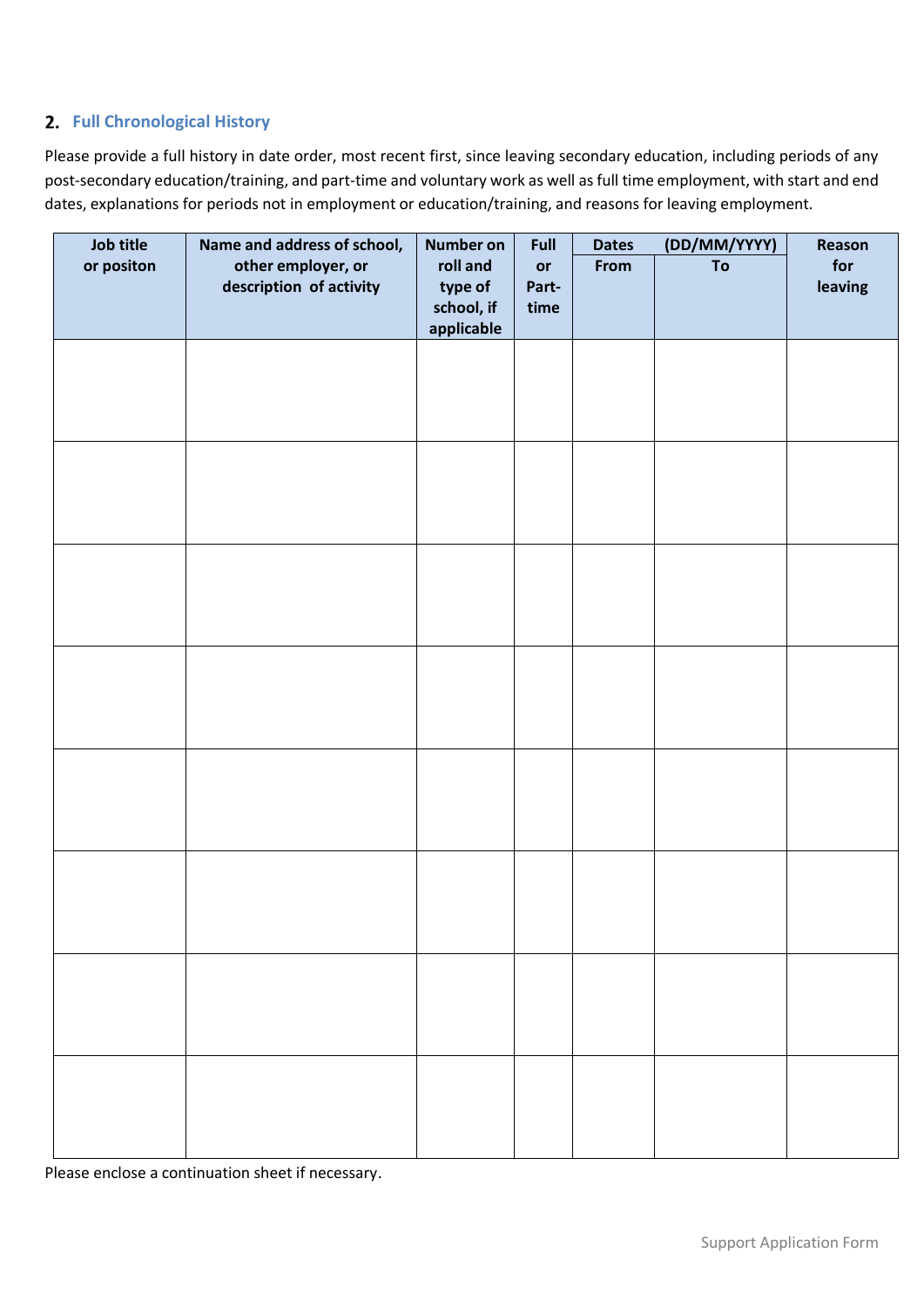## 2. Full Chronological History

Please provide a full history in date order, most recent first, since leaving secondary education, including periods of any post-secondary education/training, and part-time and voluntary work as well as full time employment, with start and end dates, explanations for periods not in employment or education/training, and reasons for leaving employment.

| Job title or positon | Name and address of school, other employer, or description of activity | Number on roll and type of school, if applicable | Full or Part-time | Dates (DD/MM/YYYY) | | Reason for leaving |
|---|---|---|---|---|---|---|
| | | | | From | To | |
| | | | | | | |
| | | | | | | |
| | | | | | | |
| | | | | | | |
| | | | | | | |
| | | | | | | |
| | | | | | | |
| | | | | | | |

Please enclose a continuation sheet if necessary.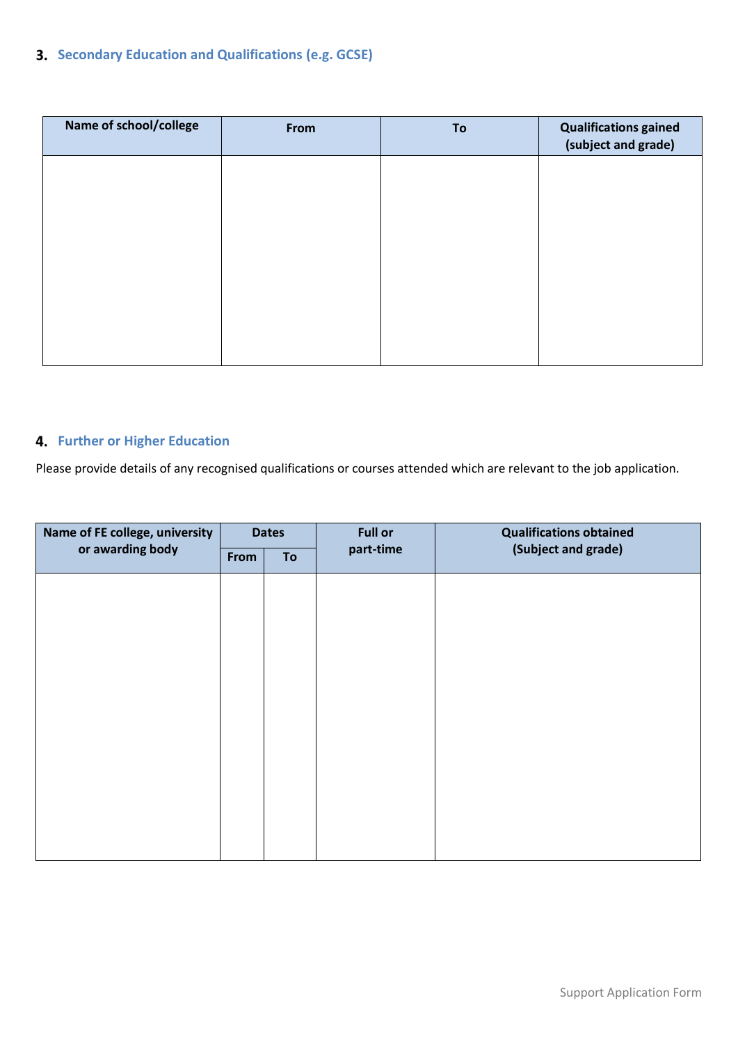## 3. Secondary Education and Qualifications (e.g. GCSE)

| Name of school/college | From | To | Qualifications gained (subject and grade) |
|---|---|---|---|
| | | | |

## 4. Further or Higher Education

Please provide details of any recognised qualifications or courses attended which are relevant to the job application.

| Name of FE college, university or awarding body | Dates | | Full or part-time | Qualifications obtained (Subject and grade) |
|---|---|---|---|---|
| | From | To | | |
| | | | | |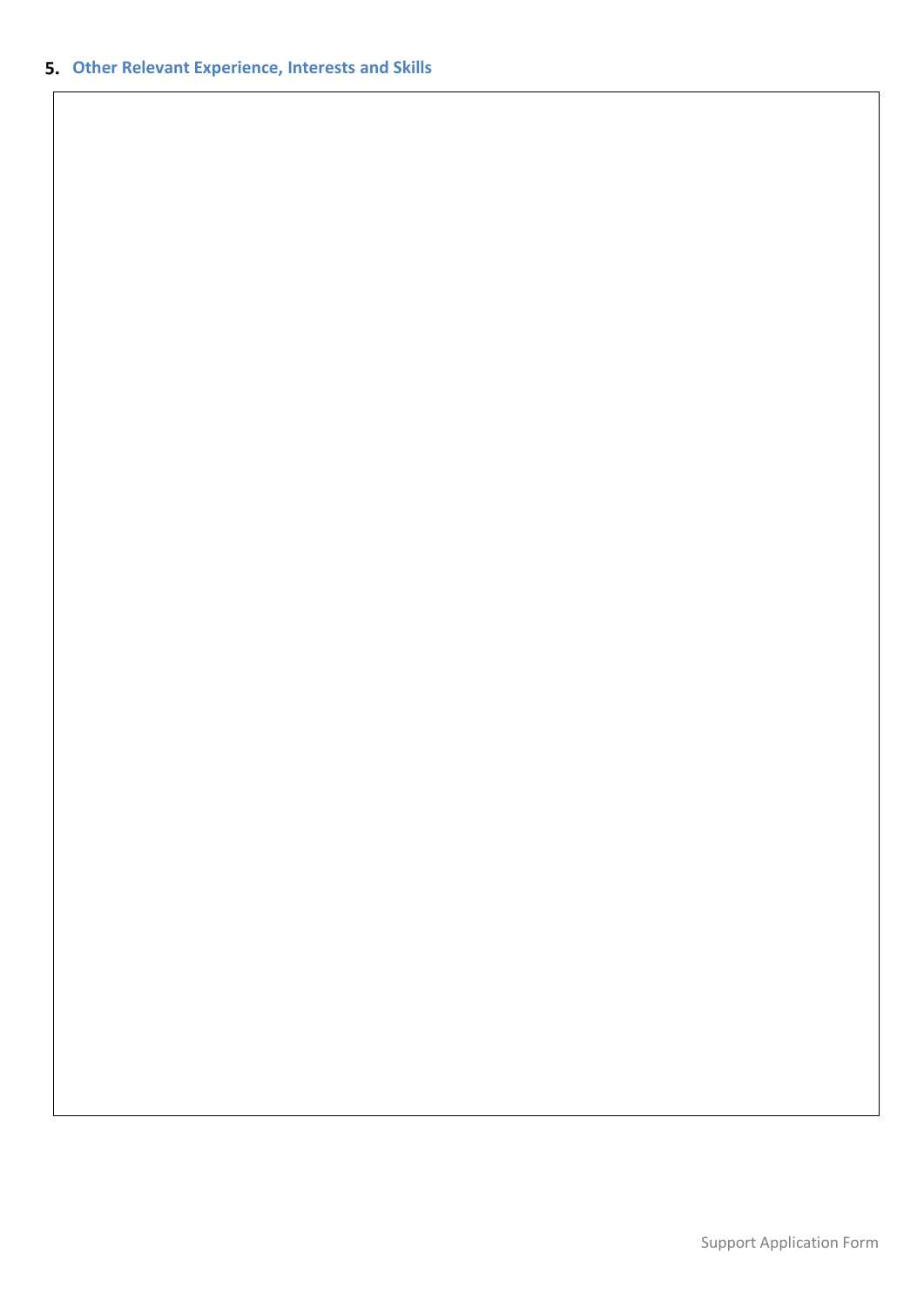## 5. Other Relevant Experience, Interests and Skills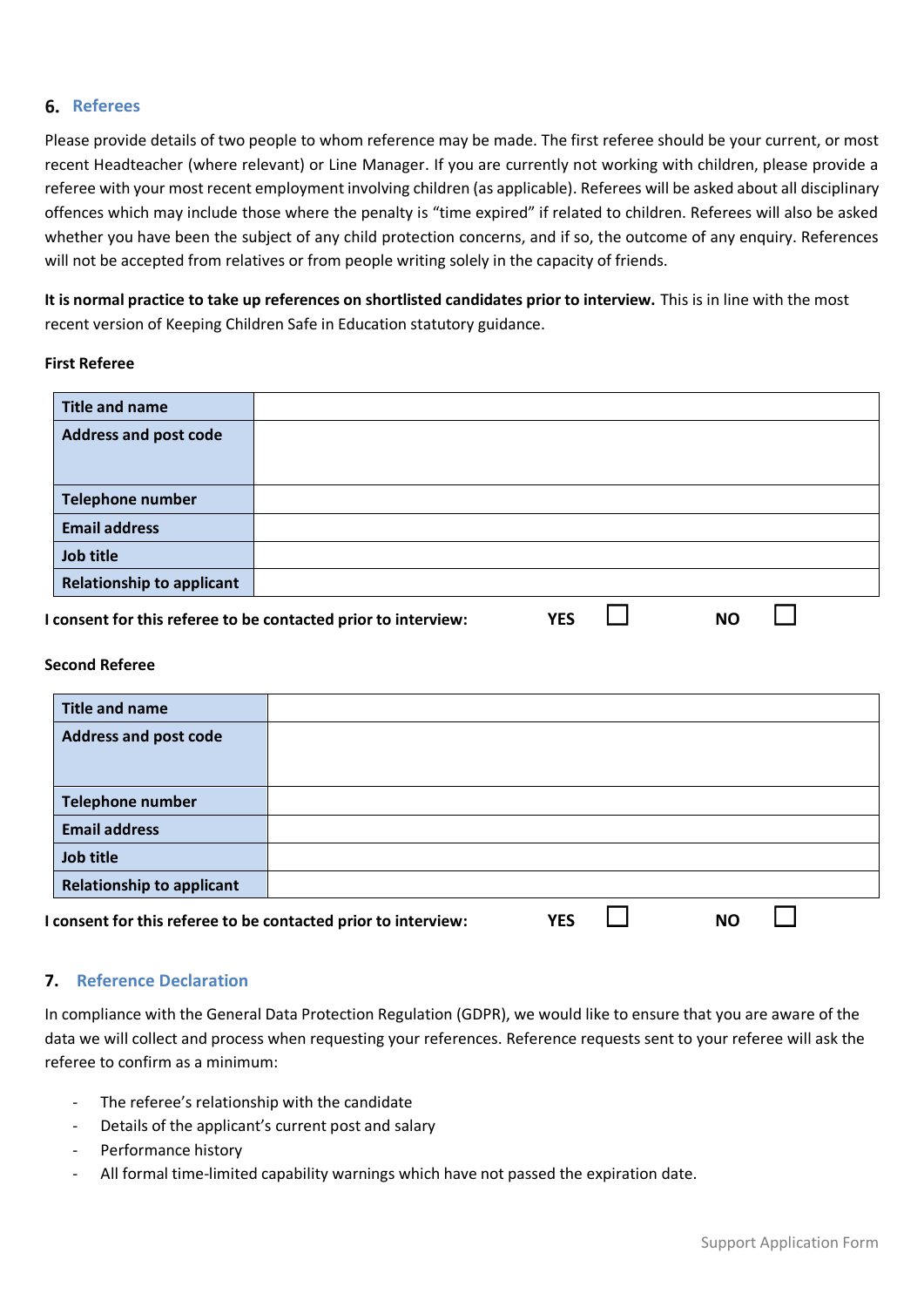## 6. Referees

Please provide details of two people to whom reference may be made. The first referee should be your current, or most recent Headteacher (where relevant) or Line Manager. If you are currently not working with children, please provide a referee with your most recent employment involving children (as applicable). Referees will be asked about all disciplinary offences which may include those where the penalty is "time expired" if related to children. Referees will also be asked whether you have been the subject of any child protection concerns, and if so, the outcome of any enquiry. References will not be accepted from relatives or from people writing solely in the capacity of friends.

**It is normal practice to take up references on shortlisted candidates prior to interview.** This is in line with the most recent version of Keeping Children Safe in Education statutory guidance.

**First Referee**

| | |
|---|---|
| **Title and name** | |
| **Address and post code** | |
| **Telephone number** | |
| **Email address** | |
| **Job title** | |
| **Relationship to applicant** | |

**I consent for this referee to be contacted prior to interview:** **YES** ☐ **NO** ☐

**Second Referee**

| | |
|---|---|
| **Title and name** | |
| **Address and post code** | |
| **Telephone number** | |
| **Email address** | |
| **Job title** | |
| **Relationship to applicant** | |

**I consent for this referee to be contacted prior to interview:** **YES** ☐ **NO** ☐

## 7. Reference Declaration

In compliance with the General Data Protection Regulation (GDPR), we would like to ensure that you are aware of the data we will collect and process when requesting your references. Reference requests sent to your referee will ask the referee to confirm as a minimum:

- The referee's relationship with the candidate
- Details of the applicant's current post and salary
- Performance history
- All formal time-limited capability warnings which have not passed the expiration date.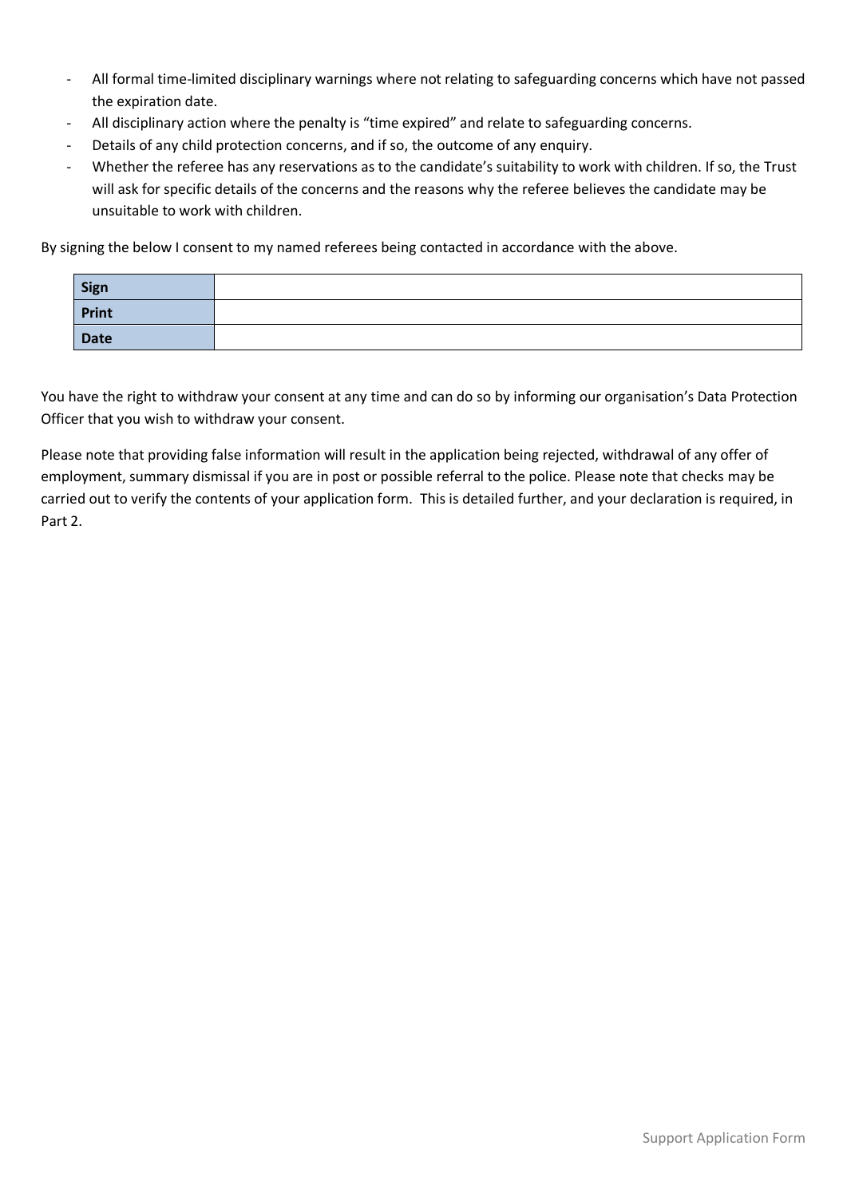- All formal time-limited disciplinary warnings where not relating to safeguarding concerns which have not passed the expiration date.
- All disciplinary action where the penalty is "time expired" and relate to safeguarding concerns.
- Details of any child protection concerns, and if so, the outcome of any enquiry.
- Whether the referee has any reservations as to the candidate's suitability to work with children. If so, the Trust will ask for specific details of the concerns and the reasons why the referee believes the candidate may be unsuitable to work with children.

By signing the below I consent to my named referees being contacted in accordance with the above.

| | |
|---|---|
| **Sign** | |
| **Print** | |
| **Date** | |

You have the right to withdraw your consent at any time and can do so by informing our organisation's Data Protection Officer that you wish to withdraw your consent.

Please note that providing false information will result in the application being rejected, withdrawal of any offer of employment, summary dismissal if you are in post or possible referral to the police. Please note that checks may be carried out to verify the contents of your application form. This is detailed further, and your declaration is required, in Part 2.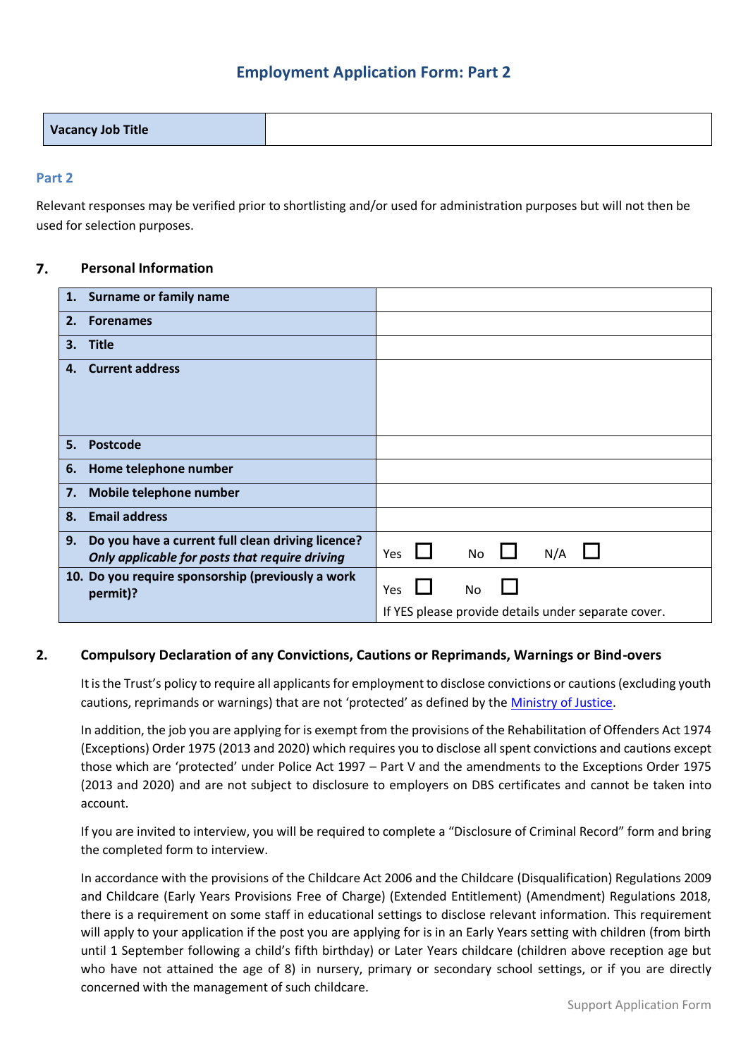## Employment Application Form: Part 2

| | |
|---|---|
| **Vacancy Job Title** | |

### Part 2

Relevant responses may be verified prior to shortlisting and/or used for administration purposes but will not then be used for selection purposes.

### 7. Personal Information

| | |
|---|---|
| **1. Surname or family name** | |
| **2. Forenames** | |
| **3. Title** | |
| **4. Current address** | |
| **5. Postcode** | |
| **6. Home telephone number** | |
| **7. Mobile telephone number** | |
| **8. Email address** | |
| **9. Do you have a current full clean driving licence?** ***Only applicable for posts that require driving*** | Yes ☐ No ☐ N/A ☐ |
| **10. Do you require sponsorship (previously a work permit)?** | Yes ☐ No ☐ If YES please provide details under separate cover. |

### 2. Compulsory Declaration of any Convictions, Cautions or Reprimands, Warnings or Bind-overs

It is the Trust's policy to require all applicants for employment to disclose convictions or cautions (excluding youth cautions, reprimands or warnings) that are not 'protected' as defined by the Ministry of Justice.

In addition, the job you are applying for is exempt from the provisions of the Rehabilitation of Offenders Act 1974 (Exceptions) Order 1975 (2013 and 2020) which requires you to disclose all spent convictions and cautions except those which are 'protected' under Police Act 1997 – Part V and the amendments to the Exceptions Order 1975 (2013 and 2020) and are not subject to disclosure to employers on DBS certificates and cannot be taken into account.

If you are invited to interview, you will be required to complete a "Disclosure of Criminal Record" form and bring the completed form to interview.

In accordance with the provisions of the Childcare Act 2006 and the Childcare (Disqualification) Regulations 2009 and Childcare (Early Years Provisions Free of Charge) (Extended Entitlement) (Amendment) Regulations 2018, there is a requirement on some staff in educational settings to disclose relevant information. This requirement will apply to your application if the post you are applying for is in an Early Years setting with children (from birth until 1 September following a child's fifth birthday) or Later Years childcare (children above reception age but who have not attained the age of 8) in nursery, primary or secondary school settings, or if you are directly concerned with the management of such childcare.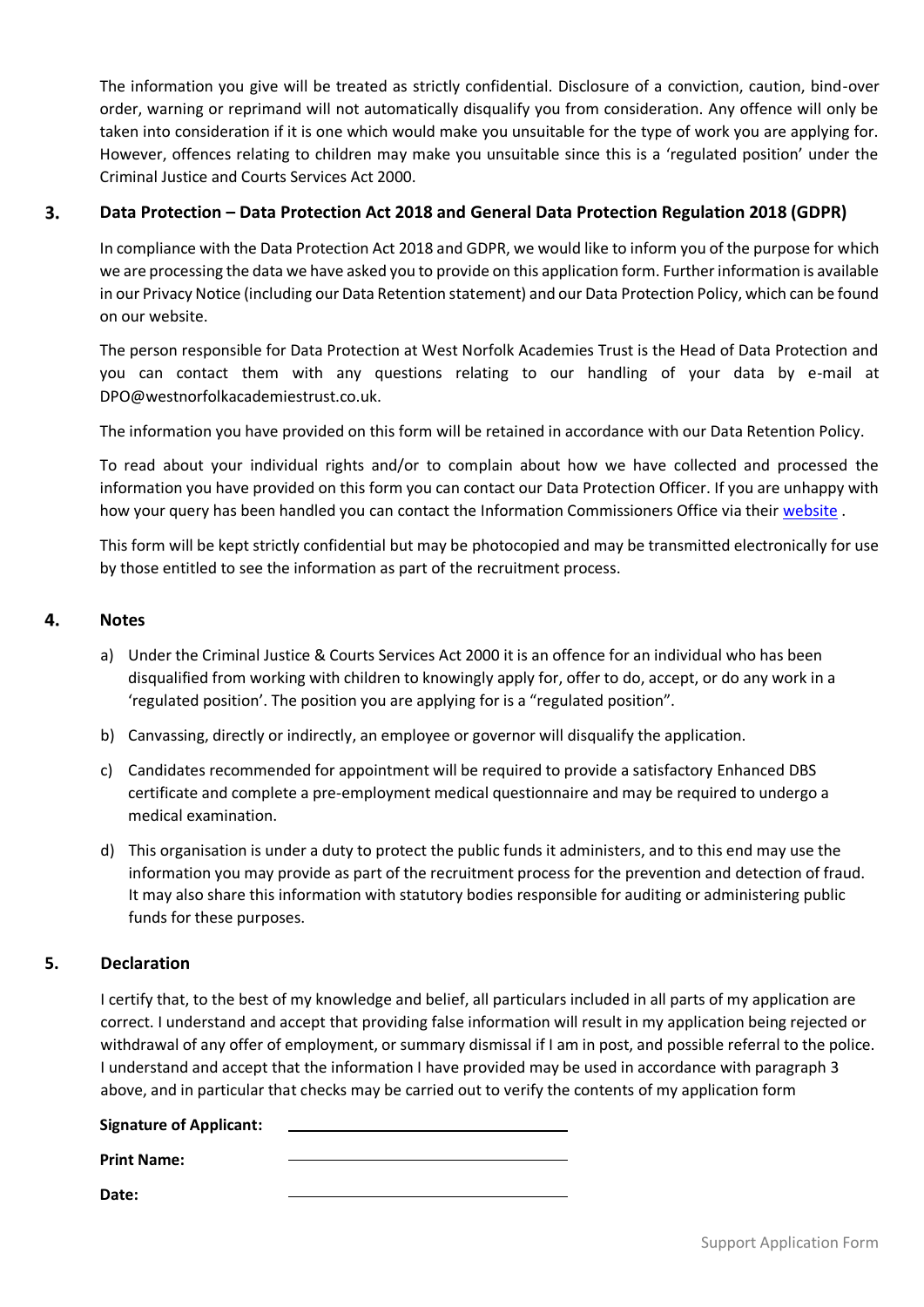The information you give will be treated as strictly confidential. Disclosure of a conviction, caution, bind-over order, warning or reprimand will not automatically disqualify you from consideration. Any offence will only be taken into consideration if it is one which would make you unsuitable for the type of work you are applying for. However, offences relating to children may make you unsuitable since this is a 'regulated position' under the Criminal Justice and Courts Services Act 2000.

## 3. Data Protection – Data Protection Act 2018 and General Data Protection Regulation 2018 (GDPR)

In compliance with the Data Protection Act 2018 and GDPR, we would like to inform you of the purpose for which we are processing the data we have asked you to provide on this application form. Further information is available in our Privacy Notice (including our Data Retention statement) and our Data Protection Policy, which can be found on our website.

The person responsible for Data Protection at West Norfolk Academies Trust is the Head of Data Protection and you can contact them with any questions relating to our handling of your data by e-mail at DPO@westnorfolkacademiestrust.co.uk.

The information you have provided on this form will be retained in accordance with our Data Retention Policy.

To read about your individual rights and/or to complain about how we have collected and processed the information you have provided on this form you can contact our Data Protection Officer. If you are unhappy with how your query has been handled you can contact the Information Commissioners Office via their website .

This form will be kept strictly confidential but may be photocopied and may be transmitted electronically for use by those entitled to see the information as part of the recruitment process.

## 4. Notes

a) Under the Criminal Justice & Courts Services Act 2000 it is an offence for an individual who has been disqualified from working with children to knowingly apply for, offer to do, accept, or do any work in a 'regulated position'. The position you are applying for is a "regulated position".

b) Canvassing, directly or indirectly, an employee or governor will disqualify the application.

c) Candidates recommended for appointment will be required to provide a satisfactory Enhanced DBS certificate and complete a pre-employment medical questionnaire and may be required to undergo a medical examination.

d) This organisation is under a duty to protect the public funds it administers, and to this end may use the information you may provide as part of the recruitment process for the prevention and detection of fraud. It may also share this information with statutory bodies responsible for auditing or administering public funds for these purposes.

## 5. Declaration

I certify that, to the best of my knowledge and belief, all particulars included in all parts of my application are correct. I understand and accept that providing false information will result in my application being rejected or withdrawal of any offer of employment, or summary dismissal if I am in post, and possible referral to the police. I understand and accept that the information I have provided may be used in accordance with paragraph 3 above, and in particular that checks may be carried out to verify the contents of my application form

**Signature of Applicant:** ______________________________

**Print Name:** ______________________________

**Date:** ______________________________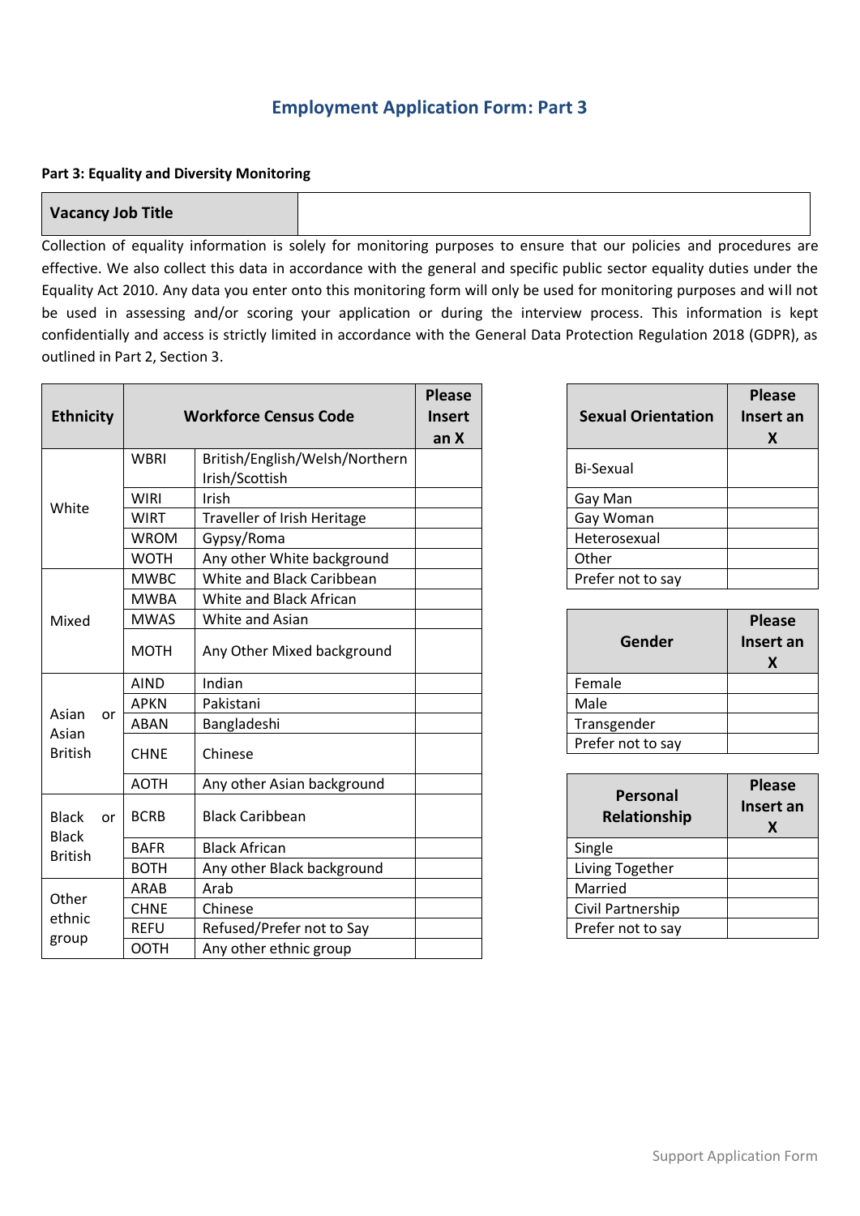# Employment Application Form: Part 3

**Part 3: Equality and Diversity Monitoring**

| **Vacancy Job Title** | |
|---|---|

Collection of equality information is solely for monitoring purposes to ensure that our policies and procedures are effective. We also collect this data in accordance with the general and specific public sector equality duties under the Equality Act 2010. Any data you enter onto this monitoring form will only be used for monitoring purposes and will not be used in assessing and/or scoring your application or during the interview process. This information is kept confidentially and access is strictly limited in accordance with the General Data Protection Regulation 2018 (GDPR), as outlined in Part 2, Section 3.

| **Ethnicity** | **Workforce Census Code** | | **Please Insert an X** |
|---|---|---|---|
| White | WBRI | British/English/Welsh/Northern Irish/Scottish | |
| | WIRI | Irish | |
| | WIRT | Traveller of Irish Heritage | |
| | WROM | Gypsy/Roma | |
| | WOTH | Any other White background | |
| Mixed | MWBC | White and Black Caribbean | |
| | MWBA | White and Black African | |
| | MWAS | White and Asian | |
| | MOTH | Any Other Mixed background | |
| Asian or Asian British | AIND | Indian | |
| | APKN | Pakistani | |
| | ABAN | Bangladeshi | |
| | CHNE | Chinese | |
| | AOTH | Any other Asian background | |
| Black or Black British | BCRB | Black Caribbean | |
| | BAFR | Black African | |
| | BOTH | Any other Black background | |
| Other ethnic group | ARAB | Arab | |
| | CHNE | Chinese | |
| | REFU | Refused/Prefer not to Say | |
| | OOTH | Any other ethnic group | |

| **Sexual Orientation** | **Please Insert an X** |
|---|---|
| Bi-Sexual | |
| Gay Man | |
| Gay Woman | |
| Heterosexual | |
| Other | |
| Prefer not to say | |

| **Gender** | **Please Insert an X** |
|---|---|
| Female | |
| Male | |
| Transgender | |
| Prefer not to say | |

| **Personal Relationship** | **Please Insert an X** |
|---|---|
| Single | |
| Living Together | |
| Married | |
| Civil Partnership | |
| Prefer not to say | |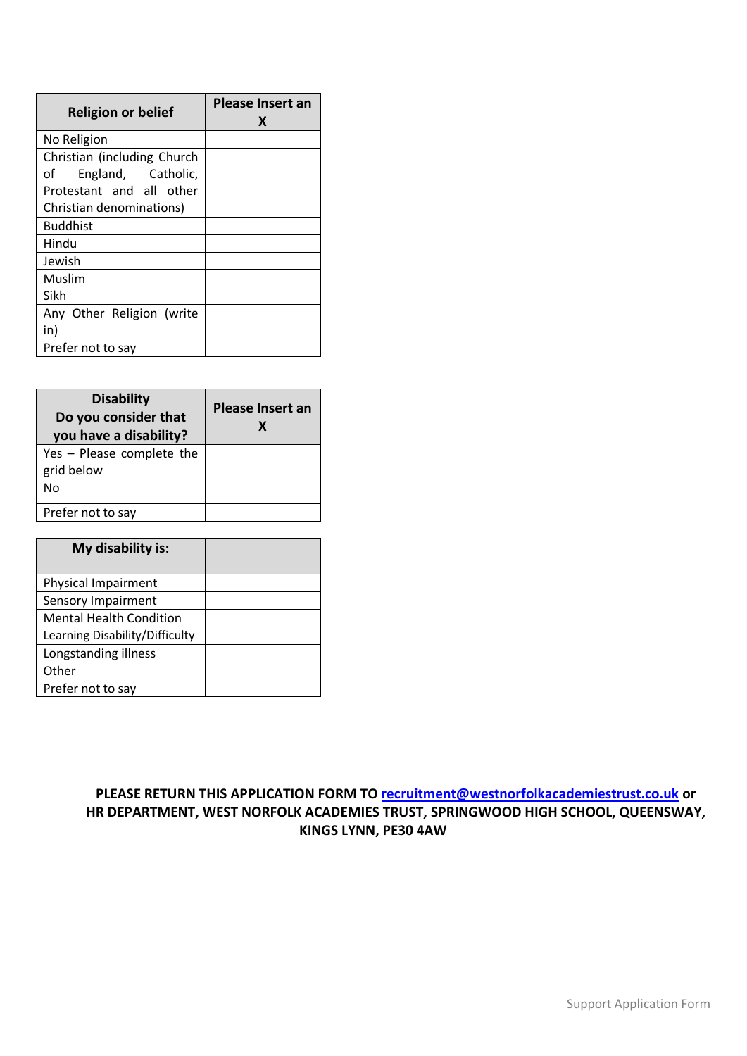| Religion or belief | Please Insert an X |
|---|---|
| No Religion | |
| Christian (including Church of England, Catholic, Protestant and all other Christian denominations) | |
| Buddhist | |
| Hindu | |
| Jewish | |
| Muslim | |
| Sikh | |
| Any Other Religion (write in) | |
| Prefer not to say | |

| Disability Do you consider that you have a disability? | Please Insert an X |
|---|---|
| Yes – Please complete the grid below | |
| No | |
| Prefer not to say | |

| My disability is: | |
|---|---|
| Physical Impairment | |
| Sensory Impairment | |
| Mental Health Condition | |
| Learning Disability/Difficulty | |
| Longstanding illness | |
| Other | |
| Prefer not to say | |

**PLEASE RETURN THIS APPLICATION FORM TO [recruitment@westnorfolkacademiestrust.co.uk](mailto:recruitment@westnorfolkacademiestrust.co.uk) or HR DEPARTMENT, WEST NORFOLK ACADEMIES TRUST, SPRINGWOOD HIGH SCHOOL, QUEENSWAY, KINGS LYNN, PE30 4AW**